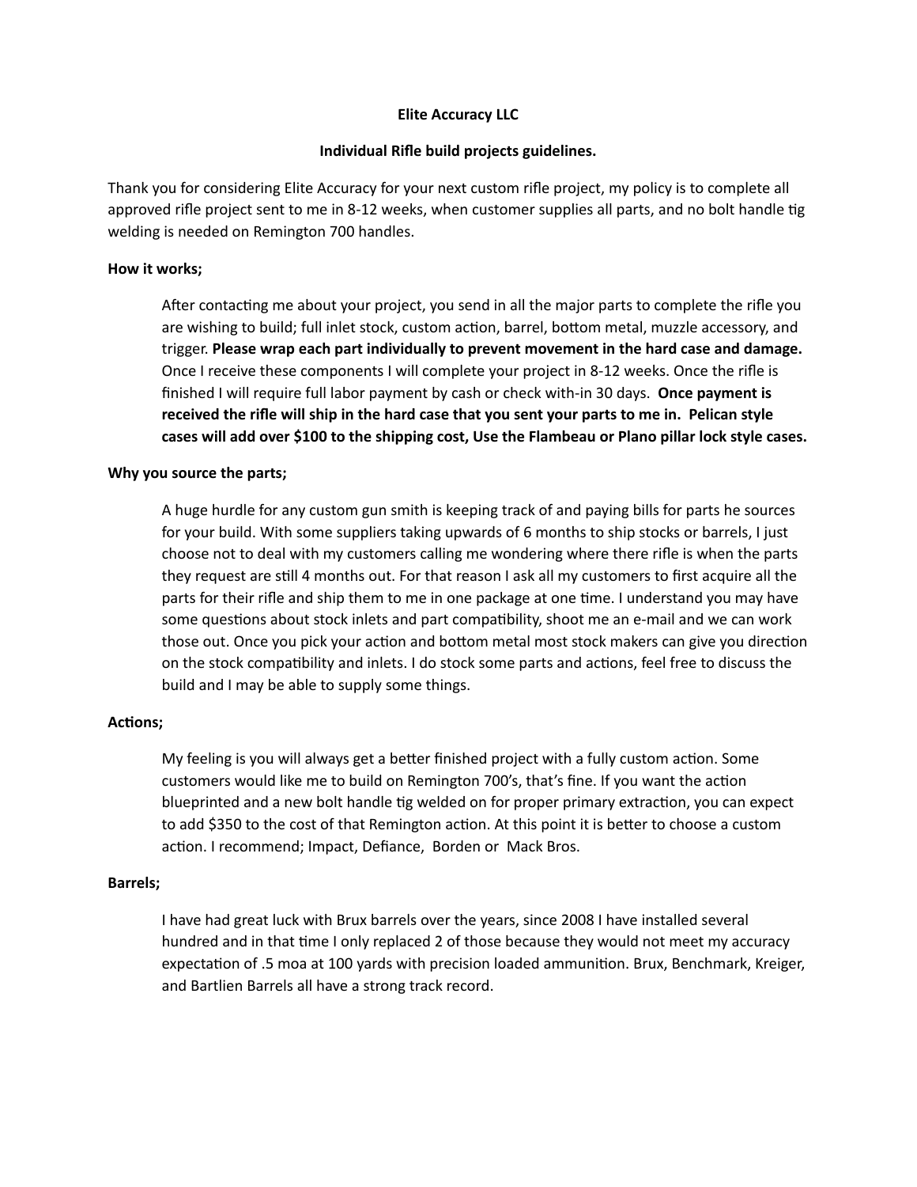**Elite Accuracy LLC**

**Individual Rifle build projects guidelines.**

Thank you for considering Elite Accuracy for your next custom rifle project, my policy is to complete all approved rifle project sent to me in 8-12 weeks, when customer supplies all parts, and no bolt handle tig welding is needed on Remington 700 handles.

**How it works;**

> After contacting me about your project, you send in all the major parts to complete the rifle you are wishing to build; full inlet stock, custom action, barrel, bottom metal, muzzle accessory, and trigger. **Please wrap each part individually to prevent movement in the hard case and damage.** Once I receive these components I will complete your project in 8-12 weeks. Once the rifle is finished I will require full labor payment by cash or check with-in 30 days. **Once payment is received the rifle will ship in the hard case that you sent your parts to me in. Pelican style cases will add over $100 to the shipping cost, Use the Flambeau or Plano pillar lock style cases.**

**Why you source the parts;**

> A huge hurdle for any custom gun smith is keeping track of and paying bills for parts he sources for your build. With some suppliers taking upwards of 6 months to ship stocks or barrels, I just choose not to deal with my customers calling me wondering where there rifle is when the parts they request are still 4 months out. For that reason I ask all my customers to first acquire all the parts for their rifle and ship them to me in one package at one time. I understand you may have some questions about stock inlets and part compatibility, shoot me an e-mail and we can work those out. Once you pick your action and bottom metal most stock makers can give you direction on the stock compatibility and inlets. I do stock some parts and actions, feel free to discuss the build and I may be able to supply some things.

**Actions;**

> My feeling is you will always get a better finished project with a fully custom action. Some customers would like me to build on Remington 700's, that's fine. If you want the action blueprinted and a new bolt handle tig welded on for proper primary extraction, you can expect to add $350 to the cost of that Remington action. At this point it is better to choose a custom action. I recommend; Impact, Defiance, Borden or Mack Bros.

**Barrels;**

> I have had great luck with Brux barrels over the years, since 2008 I have installed several hundred and in that time I only replaced 2 of those because they would not meet my accuracy expectation of .5 moa at 100 yards with precision loaded ammunition. Brux, Benchmark, Kreiger, and Bartlien Barrels all have a strong track record.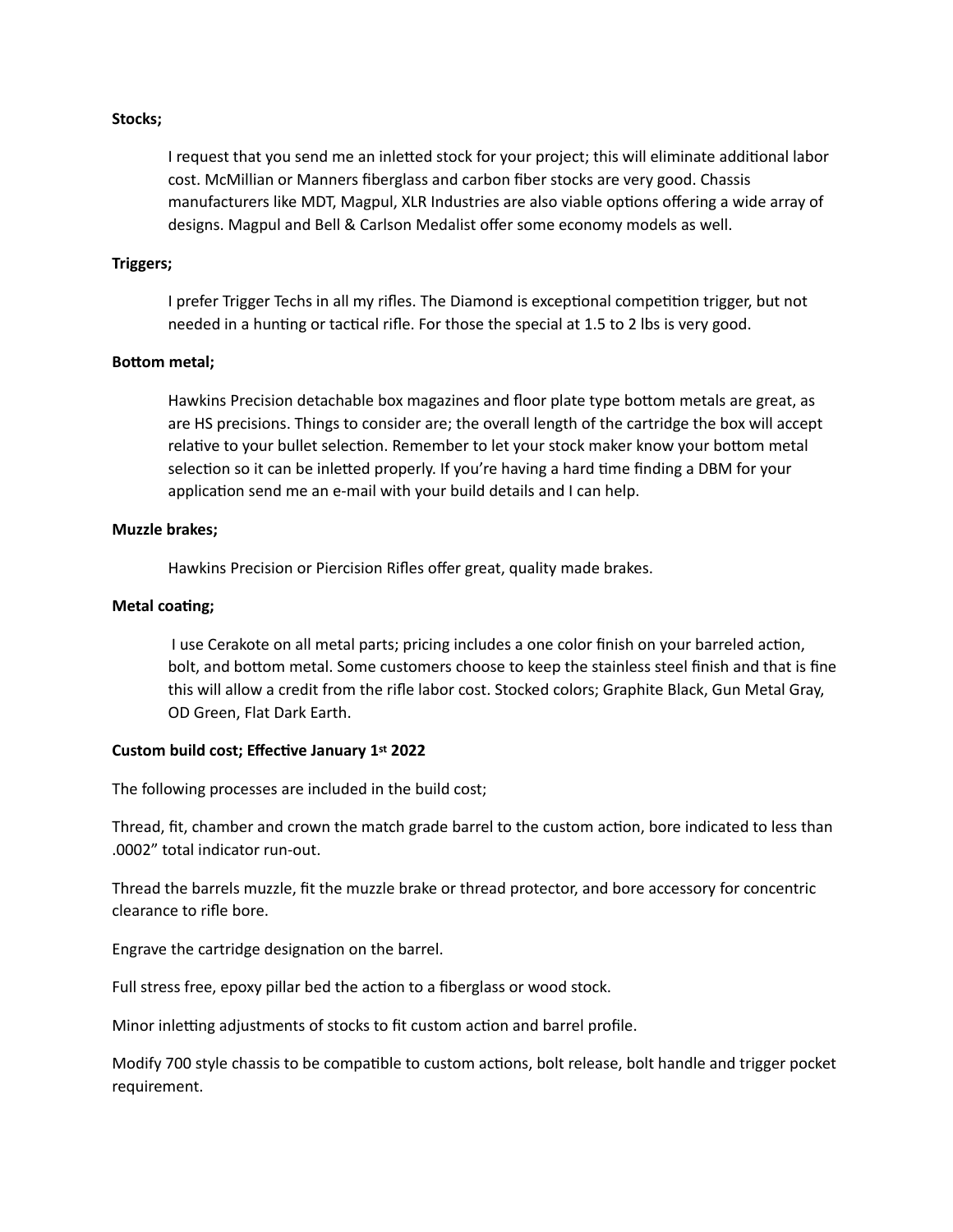**Stocks;**

I request that you send me an inletted stock for your project; this will eliminate additional labor cost. McMillian or Manners fiberglass and carbon fiber stocks are very good. Chassis manufacturers like MDT, Magpul, XLR Industries are also viable options offering a wide array of designs. Magpul and Bell & Carlson Medalist offer some economy models as well.

**Triggers;**

I prefer Trigger Techs in all my rifles. The Diamond is exceptional competition trigger, but not needed in a hunting or tactical rifle. For those the special at 1.5 to 2 lbs is very good.

**Bottom metal;**

Hawkins Precision detachable box magazines and floor plate type bottom metals are great, as are HS precisions. Things to consider are; the overall length of the cartridge the box will accept relative to your bullet selection. Remember to let your stock maker know your bottom metal selection so it can be inletted properly. If you're having a hard time finding a DBM for your application send me an e-mail with your build details and I can help.

**Muzzle brakes;**

Hawkins Precision or Piercision Rifles offer great, quality made brakes.

**Metal coating;**

I use Cerakote on all metal parts; pricing includes a one color finish on your barreled action, bolt, and bottom metal. Some customers choose to keep the stainless steel finish and that is fine this will allow a credit from the rifle labor cost. Stocked colors; Graphite Black, Gun Metal Gray, OD Green, Flat Dark Earth.

**Custom build cost; Effective January 1st 2022**

The following processes are included in the build cost;

Thread, fit, chamber and crown the match grade barrel to the custom action, bore indicated to less than .0002" total indicator run-out.

Thread the barrels muzzle, fit the muzzle brake or thread protector, and bore accessory for concentric clearance to rifle bore.

Engrave the cartridge designation on the barrel.

Full stress free, epoxy pillar bed the action to a fiberglass or wood stock.

Minor inletting adjustments of stocks to fit custom action and barrel profile.

Modify 700 style chassis to be compatible to custom actions, bolt release, bolt handle and trigger pocket requirement.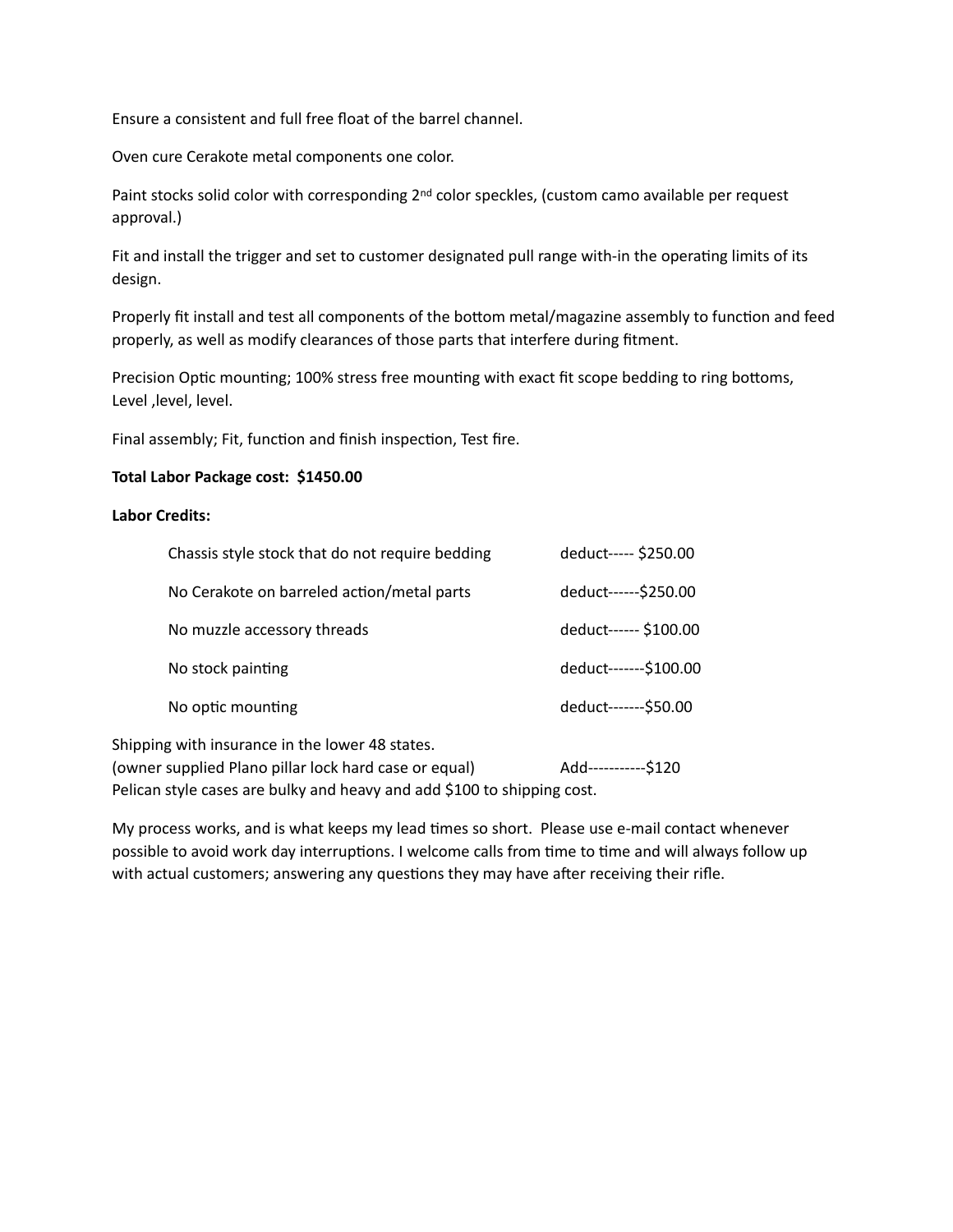Ensure a consistent and full free float of the barrel channel.

Oven cure Cerakote metal components one color.

Paint stocks solid color with corresponding 2nd color speckles, (custom camo available per request approval.)

Fit and install the trigger and set to customer designated pull range with-in the operating limits of its design.

Properly fit install and test all components of the bottom metal/magazine assembly to function and feed properly, as well as modify clearances of those parts that interfere during fitment.

Precision Optic mounting; 100% stress free mounting with exact fit scope bedding to ring bottoms, Level ,level, level.

Final assembly; Fit, function and finish inspection, Test fire.

**Total Labor Package cost: $1450.00**

**Labor Credits:**

| | |
|---|---|
| Chassis style stock that do not require bedding | deduct----- $250.00 |
| No Cerakote on barreled action/metal parts | deduct------$250.00 |
| No muzzle accessory threads | deduct------ $100.00 |
| No stock painting | deduct-------$100.00 |
| No optic mounting | deduct-------$50.00 |

Shipping with insurance in the lower 48 states.
(owner supplied Plano pillar lock hard case or equal) Add-----------$120
Pelican style cases are bulky and heavy and add $100 to shipping cost.

My process works, and is what keeps my lead times so short. Please use e-mail contact whenever possible to avoid work day interruptions. I welcome calls from time to time and will always follow up with actual customers; answering any questions they may have after receiving their rifle.